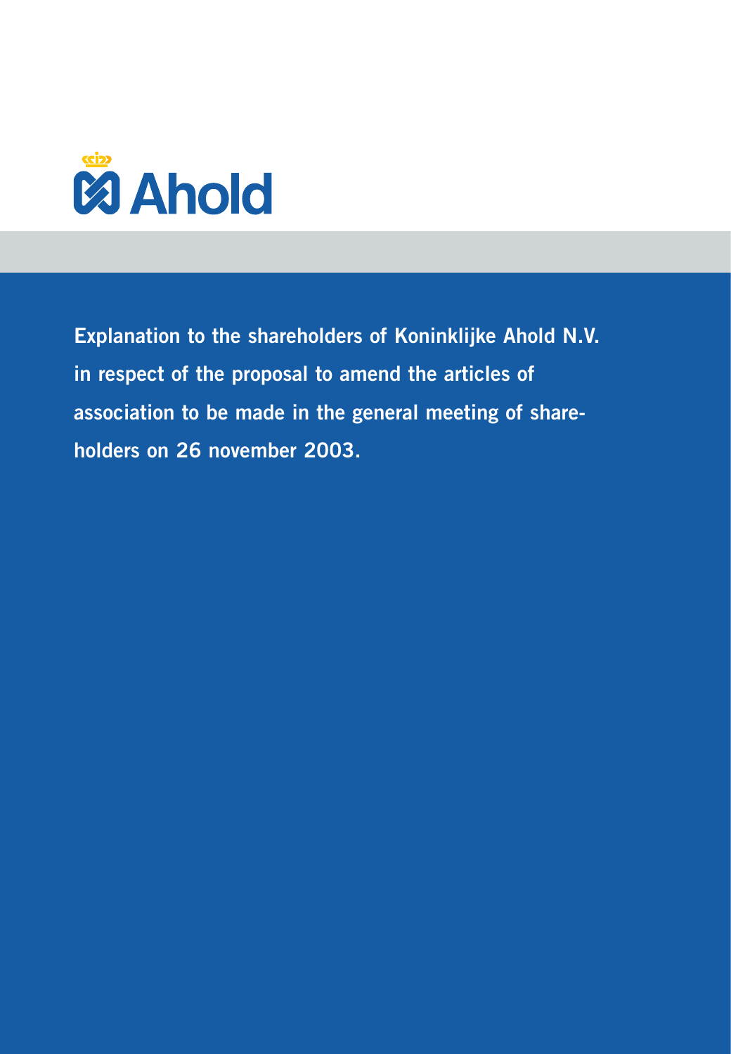Ahold

# Explanation to the shareholders of Koninklijke Ahold N.V. in respect of the proposal to amend the articles of association to be made in the general meeting of shareholders on 26 november 2003.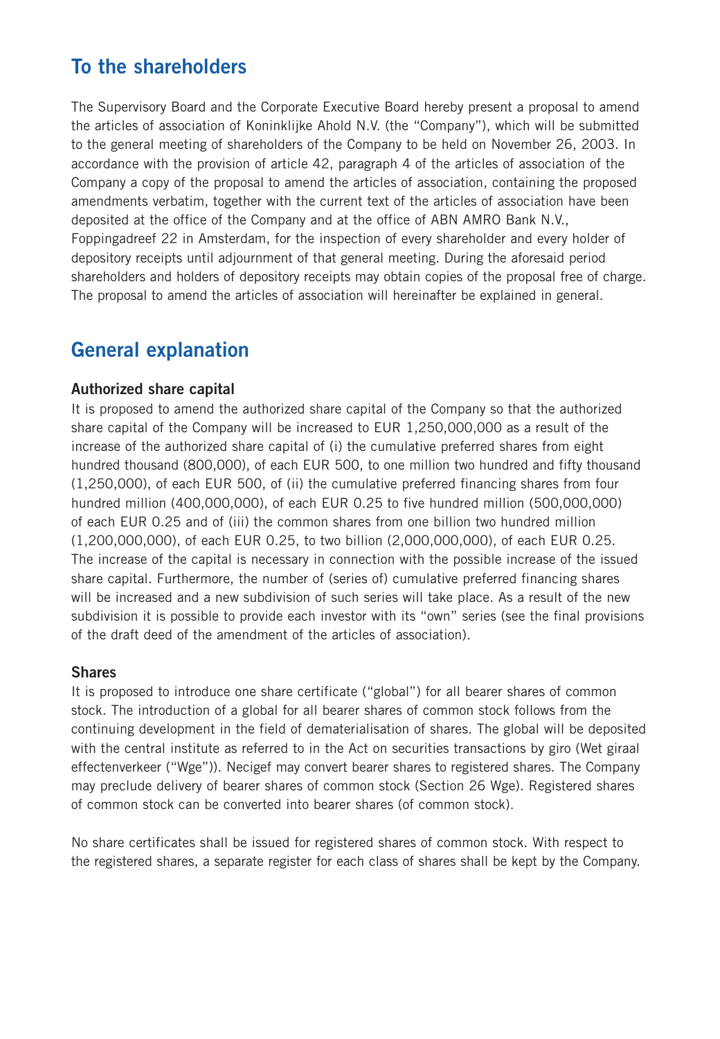## To the shareholders

The Supervisory Board and the Corporate Executive Board hereby present a proposal to amend the articles of association of Koninklijke Ahold N.V. (the "Company"), which will be submitted to the general meeting of shareholders of the Company to be held on November 26, 2003. In accordance with the provision of article 42, paragraph 4 of the articles of association of the Company a copy of the proposal to amend the articles of association, containing the proposed amendments verbatim, together with the current text of the articles of association have been deposited at the office of the Company and at the office of ABN AMRO Bank N.V., Foppingadreef 22 in Amsterdam, for the inspection of every shareholder and every holder of depository receipts until adjournment of that general meeting. During the aforesaid period shareholders and holders of depository receipts may obtain copies of the proposal free of charge. The proposal to amend the articles of association will hereinafter be explained in general.

## General explanation

### Authorized share capital

It is proposed to amend the authorized share capital of the Company so that the authorized share capital of the Company will be increased to EUR 1,250,000,000 as a result of the increase of the authorized share capital of (i) the cumulative preferred shares from eight hundred thousand (800,000), of each EUR 500, to one million two hundred and fifty thousand (1,250,000), of each EUR 500, of (ii) the cumulative preferred financing shares from four hundred million (400,000,000), of each EUR 0.25 to five hundred million (500,000,000) of each EUR 0.25 and of (iii) the common shares from one billion two hundred million (1,200,000,000), of each EUR 0.25, to two billion (2,000,000,000), of each EUR 0.25. The increase of the capital is necessary in connection with the possible increase of the issued share capital. Furthermore, the number of (series of) cumulative preferred financing shares will be increased and a new subdivision of such series will take place. As a result of the new subdivision it is possible to provide each investor with its "own" series (see the final provisions of the draft deed of the amendment of the articles of association).

### Shares

It is proposed to introduce one share certificate ("global") for all bearer shares of common stock. The introduction of a global for all bearer shares of common stock follows from the continuing development in the field of dematerialisation of shares. The global will be deposited with the central institute as referred to in the Act on securities transactions by giro (Wet giraal effectenverkeer ("Wge")). Necigef may convert bearer shares to registered shares. The Company may preclude delivery of bearer shares of common stock (Section 26 Wge). Registered shares of common stock can be converted into bearer shares (of common stock).

No share certificates shall be issued for registered shares of common stock. With respect to the registered shares, a separate register for each class of shares shall be kept by the Company.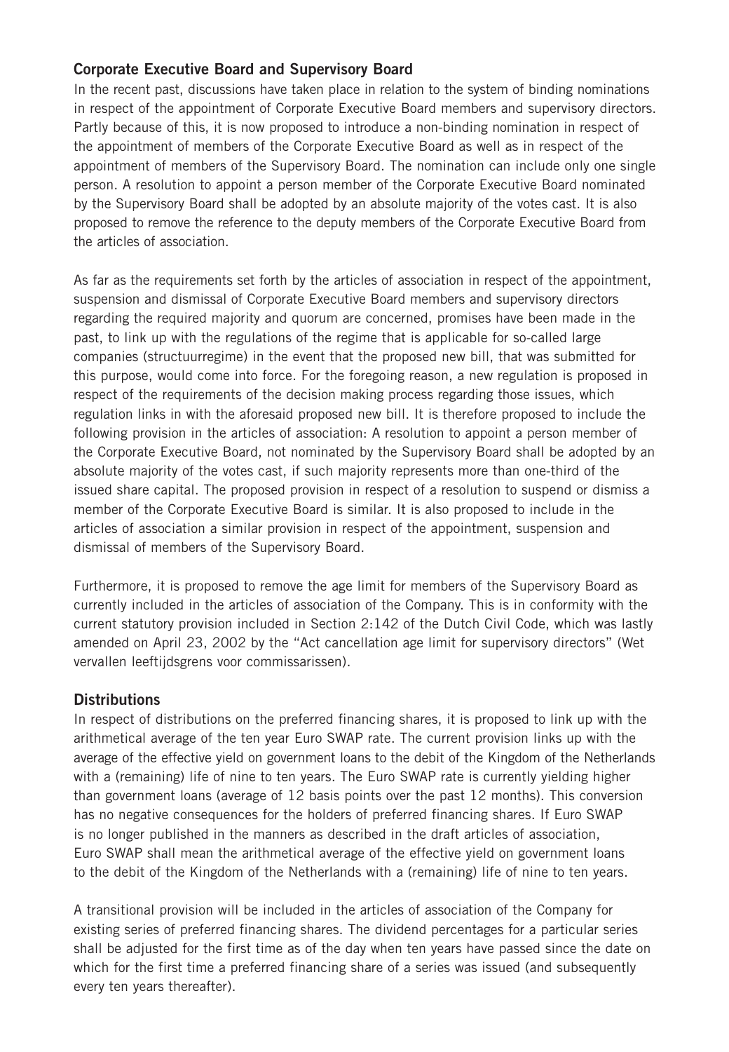## Corporate Executive Board and Supervisory Board

In the recent past, discussions have taken place in relation to the system of binding nominations in respect of the appointment of Corporate Executive Board members and supervisory directors. Partly because of this, it is now proposed to introduce a non-binding nomination in respect of the appointment of members of the Corporate Executive Board as well as in respect of the appointment of members of the Supervisory Board. The nomination can include only one single person. A resolution to appoint a person member of the Corporate Executive Board nominated by the Supervisory Board shall be adopted by an absolute majority of the votes cast. It is also proposed to remove the reference to the deputy members of the Corporate Executive Board from the articles of association.

As far as the requirements set forth by the articles of association in respect of the appointment, suspension and dismissal of Corporate Executive Board members and supervisory directors regarding the required majority and quorum are concerned, promises have been made in the past, to link up with the regulations of the regime that is applicable for so-called large companies (structuurregime) in the event that the proposed new bill, that was submitted for this purpose, would come into force. For the foregoing reason, a new regulation is proposed in respect of the requirements of the decision making process regarding those issues, which regulation links in with the aforesaid proposed new bill. It is therefore proposed to include the following provision in the articles of association: A resolution to appoint a person member of the Corporate Executive Board, not nominated by the Supervisory Board shall be adopted by an absolute majority of the votes cast, if such majority represents more than one-third of the issued share capital. The proposed provision in respect of a resolution to suspend or dismiss a member of the Corporate Executive Board is similar. It is also proposed to include in the articles of association a similar provision in respect of the appointment, suspension and dismissal of members of the Supervisory Board.

Furthermore, it is proposed to remove the age limit for members of the Supervisory Board as currently included in the articles of association of the Company. This is in conformity with the current statutory provision included in Section 2:142 of the Dutch Civil Code, which was lastly amended on April 23, 2002 by the "Act cancellation age limit for supervisory directors" (Wet vervallen leeftijdsgrens voor commissarissen).

## Distributions

In respect of distributions on the preferred financing shares, it is proposed to link up with the arithmetical average of the ten year Euro SWAP rate. The current provision links up with the average of the effective yield on government loans to the debit of the Kingdom of the Netherlands with a (remaining) life of nine to ten years. The Euro SWAP rate is currently yielding higher than government loans (average of 12 basis points over the past 12 months). This conversion has no negative consequences for the holders of preferred financing shares. If Euro SWAP is no longer published in the manners as described in the draft articles of association, Euro SWAP shall mean the arithmetical average of the effective yield on government loans to the debit of the Kingdom of the Netherlands with a (remaining) life of nine to ten years.

A transitional provision will be included in the articles of association of the Company for existing series of preferred financing shares. The dividend percentages for a particular series shall be adjusted for the first time as of the day when ten years have passed since the date on which for the first time a preferred financing share of a series was issued (and subsequently every ten years thereafter).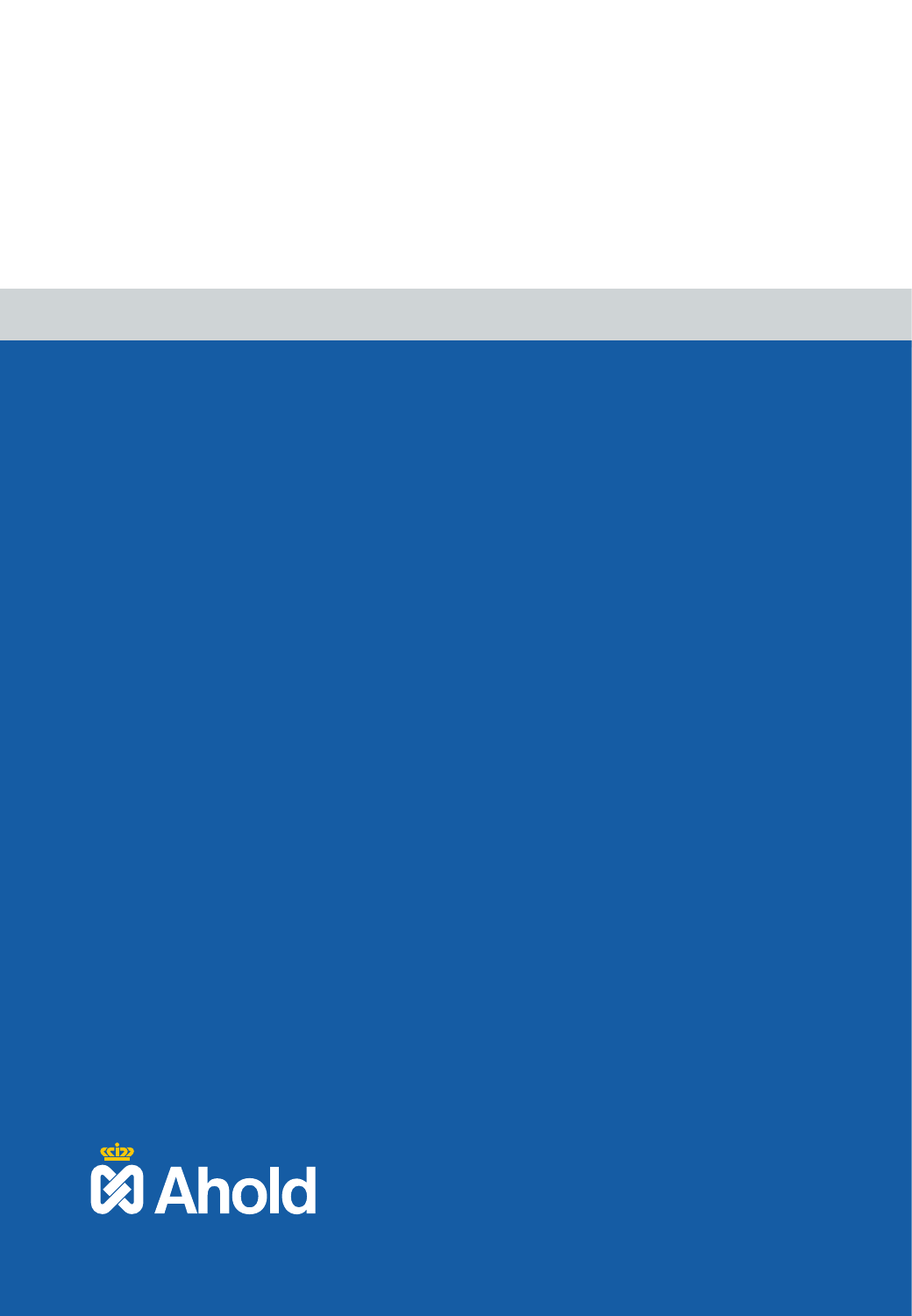Ahold